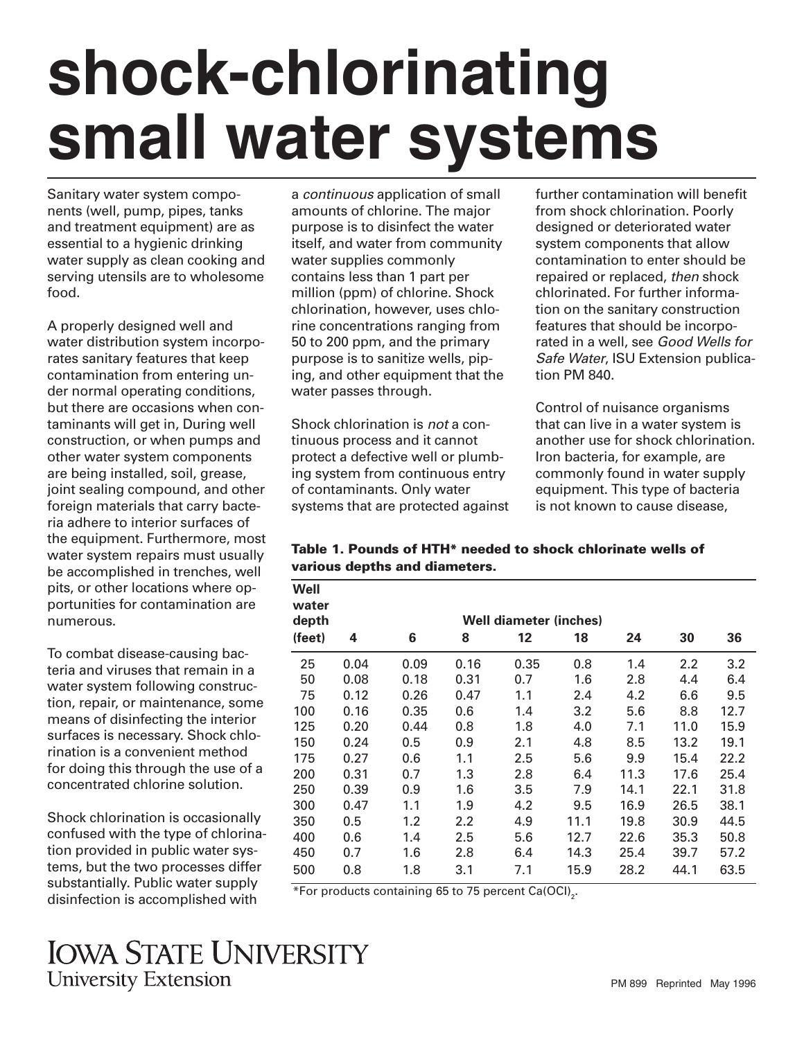# shock-chlorinating small water systems

Sanitary water system components (well, pump, pipes, tanks and treatment equipment) are as essential to a hygienic drinking water supply as clean cooking and serving utensils are to wholesome food.

A properly designed well and water distribution system incorporates sanitary features that keep contamination from entering under normal operating conditions, but there are occasions when contaminants will get in, During well construction, or when pumps and other water system components are being installed, soil, grease, joint sealing compound, and other foreign materials that carry bacteria adhere to interior surfaces of the equipment. Furthermore, most water system repairs must usually be accomplished in trenches, well pits, or other locations where opportunities for contamination are numerous.

To combat disease-causing bacteria and viruses that remain in a water system following construction, repair, or maintenance, some means of disinfecting the interior surfaces is necessary. Shock chlorination is a convenient method for doing this through the use of a concentrated chlorine solution.

Shock chlorination is occasionally confused with the type of chlorination provided in public water systems, but the two processes differ substantially. Public water supply disinfection is accomplished with a *continuous* application of small amounts of chlorine. The major purpose is to disinfect the water itself, and water from community water supplies commonly contains less than 1 part per million (ppm) of chlorine. Shock chlorination, however, uses chlorine concentrations ranging from 50 to 200 ppm, and the primary purpose is to sanitize wells, piping, and other equipment that the water passes through.

Shock chlorination is *not* a continuous process and it cannot protect a defective well or plumbing system from continuous entry of contaminants. Only water systems that are protected against further contamination will benefit from shock chlorination. Poorly designed or deteriorated water system components that allow contamination to enter should be repaired or replaced, *then* shock chlorinated. For further information on the sanitary construction features that should be incorporated in a well, see *Good Wells for Safe Water*, ISU Extension publication PM 840.

Control of nuisance organisms that can live in a water system is another use for shock chlorination. Iron bacteria, for example, are commonly found in water supply equipment. This type of bacteria is not known to cause disease,

**Table 1. Pounds of HTH* needed to shock chlorinate wells of various depths and diameters.**

| Well water depth (feet) | Well diameter (inches) 4 | 6 | 8 | 12 | 18 | 24 | 30 | 36 |
|---|---|---|---|---|---|---|---|---|
| 25 | 0.04 | 0.09 | 0.16 | 0.35 | 0.8 | 1.4 | 2.2 | 3.2 |
| 50 | 0.08 | 0.18 | 0.31 | 0.7 | 1.6 | 2.8 | 4.4 | 6.4 |
| 75 | 0.12 | 0.26 | 0.47 | 1.1 | 2.4 | 4.2 | 6.6 | 9.5 |
| 100 | 0.16 | 0.35 | 0.6 | 1.4 | 3.2 | 5.6 | 8.8 | 12.7 |
| 125 | 0.20 | 0.44 | 0.8 | 1.8 | 4.0 | 7.1 | 11.0 | 15.9 |
| 150 | 0.24 | 0.5 | 0.9 | 2.1 | 4.8 | 8.5 | 13.2 | 19.1 |
| 175 | 0.27 | 0.6 | 1.1 | 2.5 | 5.6 | 9.9 | 15.4 | 22.2 |
| 200 | 0.31 | 0.7 | 1.3 | 2.8 | 6.4 | 11.3 | 17.6 | 25.4 |
| 250 | 0.39 | 0.9 | 1.6 | 3.5 | 7.9 | 14.1 | 22.1 | 31.8 |
| 300 | 0.47 | 1.1 | 1.9 | 4.2 | 9.5 | 16.9 | 26.5 | 38.1 |
| 350 | 0.5 | 1.2 | 2.2 | 4.9 | 11.1 | 19.8 | 30.9 | 44.5 |
| 400 | 0.6 | 1.4 | 2.5 | 5.6 | 12.7 | 22.6 | 35.3 | 50.8 |
| 450 | 0.7 | 1.6 | 2.8 | 6.4 | 14.3 | 25.4 | 39.7 | 57.2 |
| 500 | 0.8 | 1.8 | 3.1 | 7.1 | 15.9 | 28.2 | 44.1 | 63.5 |

*For products containing 65 to 75 percent $Ca(OCl)_2$.

IOWA STATE UNIVERSITY
University Extension

PM 899 Reprinted May 1996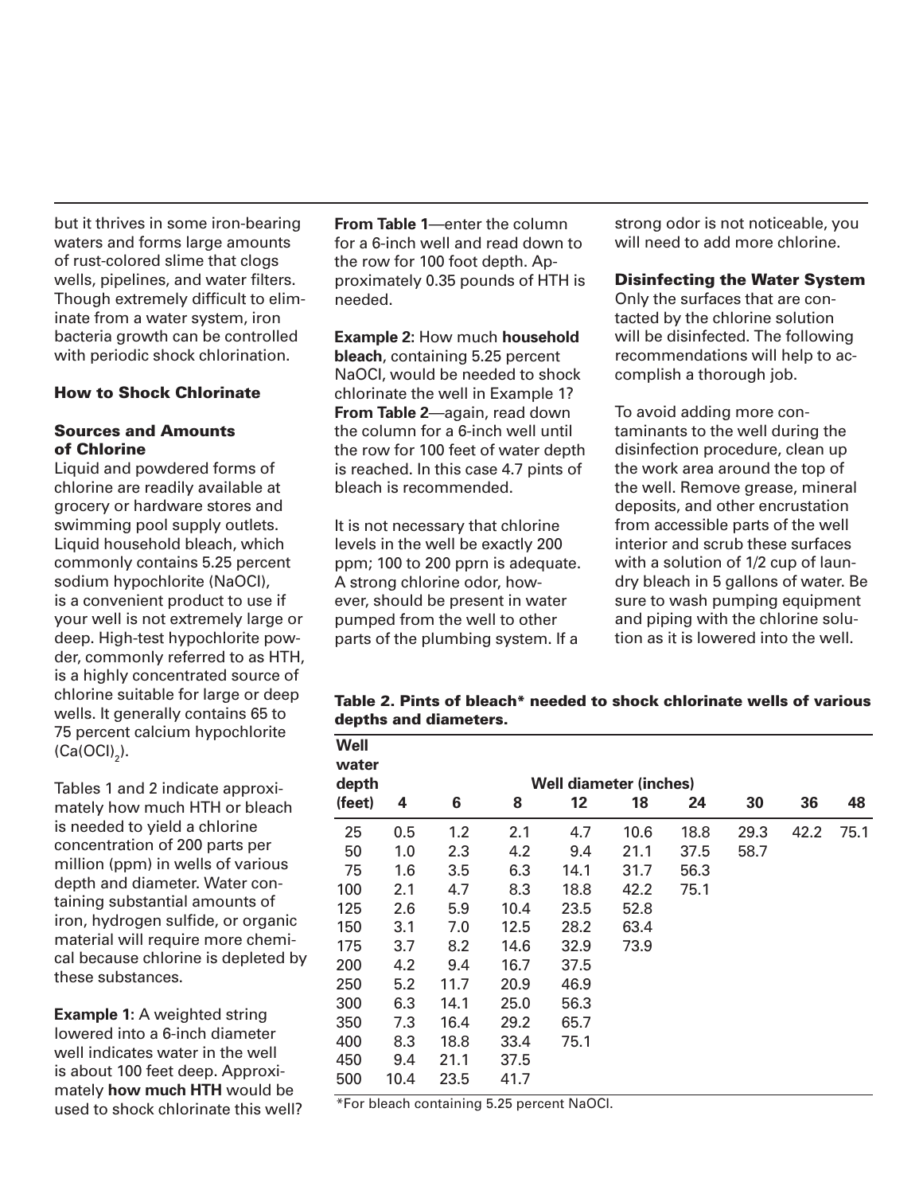but it thrives in some iron-bearing waters and forms large amounts of rust-colored slime that clogs wells, pipelines, and water filters. Though extremely difficult to eliminate from a water system, iron bacteria growth can be controlled with periodic shock chlorination.

## How to Shock Chlorinate

### Sources and Amounts of Chlorine

Liquid and powdered forms of chlorine are readily available at grocery or hardware stores and swimming pool supply outlets. Liquid household bleach, which commonly contains 5.25 percent sodium hypochlorite (NaOCl), is a convenient product to use if your well is not extremely large or deep. High-test hypochlorite powder, commonly referred to as HTH, is a highly concentrated source of chlorine suitable for large or deep wells. It generally contains 65 to 75 percent calcium hypochlorite ($Ca(OCl)_2$).

Tables 1 and 2 indicate approximately how much HTH or bleach is needed to yield a chlorine concentration of 200 parts per million (ppm) in wells of various depth and diameter. Water containing substantial amounts of iron, hydrogen sulfide, or organic material will require more chemical because chlorine is depleted by these substances.

**Example 1:** A weighted string lowered into a 6-inch diameter well indicates water in the well is about 100 feet deep. Approximately **how much HTH** would be used to shock chlorinate this well?

**From Table 1**—enter the column for a 6-inch well and read down to the row for 100 foot depth. Approximately 0.35 pounds of HTH is needed.

**Example 2:** How much **household bleach**, containing 5.25 percent NaOCl, would be needed to shock chlorinate the well in Example 1? **From Table 2**—again, read down the column for a 6-inch well until the row for 100 feet of water depth is reached. In this case 4.7 pints of bleach is recommended.

It is not necessary that chlorine levels in the well be exactly 200 ppm; 100 to 200 pprn is adequate. A strong chlorine odor, however, should be present in water pumped from the well to other parts of the plumbing system. If a strong odor is not noticeable, you will need to add more chlorine.

### Disinfecting the Water System

Only the surfaces that are contacted by the chlorine solution will be disinfected. The following recommendations will help to accomplish a thorough job.

To avoid adding more contaminants to the well during the disinfection procedure, clean up the work area around the top of the well. Remove grease, mineral deposits, and other encrustation from accessible parts of the well interior and scrub these surfaces with a solution of 1/2 cup of laundry bleach in 5 gallons of water. Be sure to wash pumping equipment and piping with the chlorine solution as it is lowered into the well.

**Table 2. Pints of bleach* needed to shock chlorinate wells of various depths and diameters.**

| Well water depth (feet) | Well diameter (inches) 4 | 6 | 8 | 12 | 18 | 24 | 30 | 36 | 48 |
|---|---|---|---|---|---|---|---|---|---|
| 25 | 0.5 | 1.2 | 2.1 | 4.7 | 10.6 | 18.8 | 29.3 | 42.2 | 75.1 |
| 50 | 1.0 | 2.3 | 4.2 | 9.4 | 21.1 | 37.5 | 58.7 | | |
| 75 | 1.6 | 3.5 | 6.3 | 14.1 | 31.7 | 56.3 | | | |
| 100 | 2.1 | 4.7 | 8.3 | 18.8 | 42.2 | 75.1 | | | |
| 125 | 2.6 | 5.9 | 10.4 | 23.5 | 52.8 | | | | |
| 150 | 3.1 | 7.0 | 12.5 | 28.2 | 63.4 | | | | |
| 175 | 3.7 | 8.2 | 14.6 | 32.9 | 73.9 | | | | |
| 200 | 4.2 | 9.4 | 16.7 | 37.5 | | | | | |
| 250 | 5.2 | 11.7 | 20.9 | 46.9 | | | | | |
| 300 | 6.3 | 14.1 | 25.0 | 56.3 | | | | | |
| 350 | 7.3 | 16.4 | 29.2 | 65.7 | | | | | |
| 400 | 8.3 | 18.8 | 33.4 | 75.1 | | | | | |
| 450 | 9.4 | 21.1 | 37.5 | | | | | | |
| 500 | 10.4 | 23.5 | 41.7 | | | | | | |

*For bleach containing 5.25 percent NaOCl.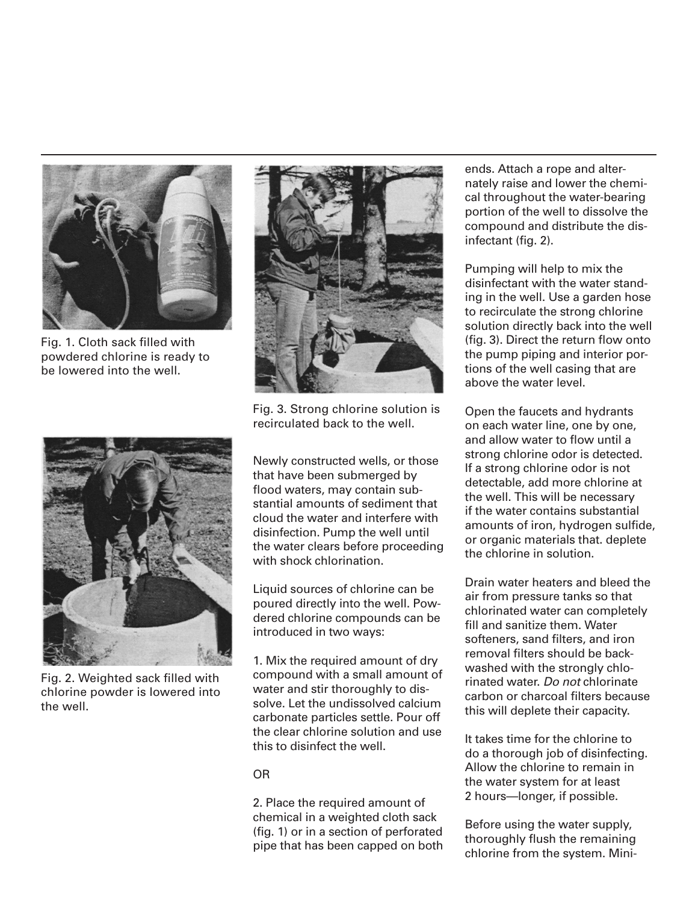Fig. 1. Cloth sack filled with powdered chlorine is ready to be lowered into the well.

Fig. 2. Weighted sack filled with chlorine powder is lowered into the well.

Fig. 3. Strong chlorine solution is recirculated back to the well.

Newly constructed wells, or those that have been submerged by flood waters, may contain substantial amounts of sediment that cloud the water and interfere with disinfection. Pump the well until the water clears before proceeding with shock chlorination.

Liquid sources of chlorine can be poured directly into the well. Powdered chlorine compounds can be introduced in two ways:

1. Mix the required amount of dry compound with a small amount of water and stir thoroughly to dissolve. Let the undissolved calcium carbonate particles settle. Pour off the clear chlorine solution and use this to disinfect the well.

OR

2. Place the required amount of chemical in a weighted cloth sack (fig. 1) or in a section of perforated pipe that has been capped on both ends. Attach a rope and alternately raise and lower the chemical throughout the water-bearing portion of the well to dissolve the compound and distribute the disinfectant (fig. 2).

Pumping will help to mix the disinfectant with the water standing in the well. Use a garden hose to recirculate the strong chlorine solution directly back into the well (fig. 3). Direct the return flow onto the pump piping and interior portions of the well casing that are above the water level.

Open the faucets and hydrants on each water line, one by one, and allow water to flow until a strong chlorine odor is detected. If a strong chlorine odor is not detectable, add more chlorine at the well. This will be necessary if the water contains substantial amounts of iron, hydrogen sulfide, or organic materials that. deplete the chlorine in solution.

Drain water heaters and bleed the air from pressure tanks so that chlorinated water can completely fill and sanitize them. Water softeners, sand filters, and iron removal filters should be backwashed with the strongly chlorinated water. *Do not* chlorinate carbon or charcoal filters because this will deplete their capacity.

It takes time for the chlorine to do a thorough job of disinfecting. Allow the chlorine to remain in the water system for at least 2 hours—longer, if possible.

Before using the water supply, thoroughly flush the remaining chlorine from the system. Mini-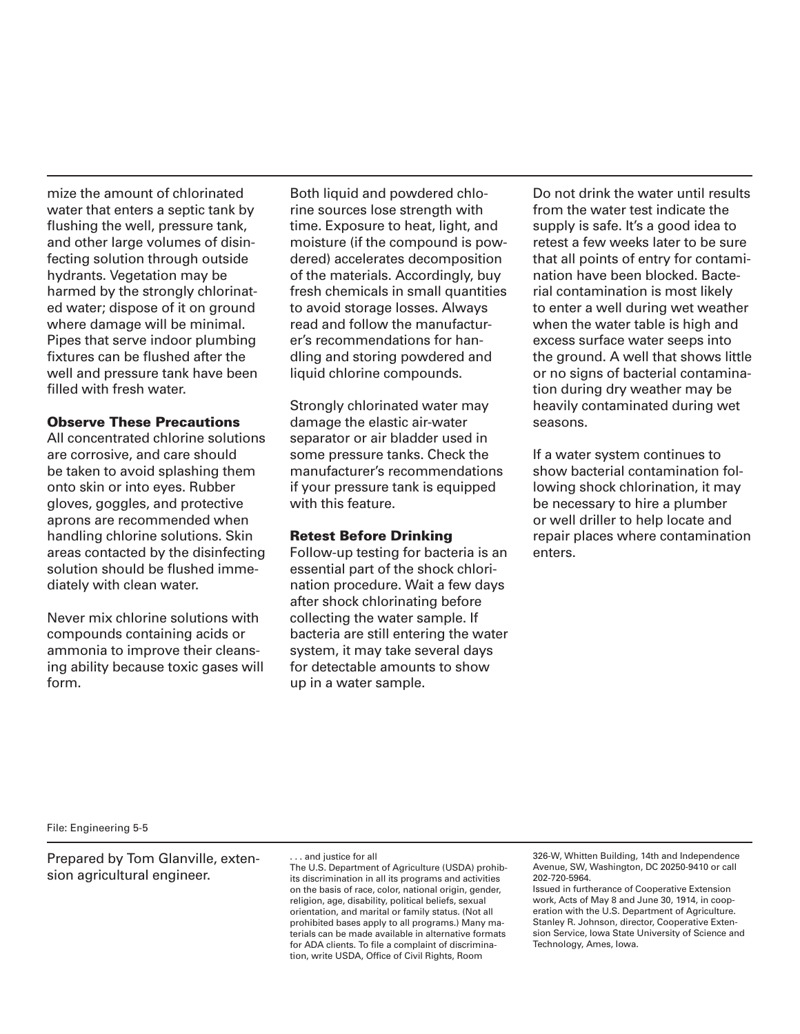mize the amount of chlorinated water that enters a septic tank by flushing the well, pressure tank, and other large volumes of disinfecting solution through outside hydrants. Vegetation may be harmed by the strongly chlorinated water; dispose of it on ground where damage will be minimal. Pipes that serve indoor plumbing fixtures can be flushed after the well and pressure tank have been filled with fresh water.

### Observe These Precautions

All concentrated chlorine solutions are corrosive, and care should be taken to avoid splashing them onto skin or into eyes. Rubber gloves, goggles, and protective aprons are recommended when handling chlorine solutions. Skin areas contacted by the disinfecting solution should be flushed immediately with clean water.

Never mix chlorine solutions with compounds containing acids or ammonia to improve their cleansing ability because toxic gases will form.

Both liquid and powdered chlorine sources lose strength with time. Exposure to heat, light, and moisture (if the compound is powdered) accelerates decomposition of the materials. Accordingly, buy fresh chemicals in small quantities to avoid storage losses. Always read and follow the manufacturer's recommendations for handling and storing powdered and liquid chlorine compounds.

Strongly chlorinated water may damage the elastic air-water separator or air bladder used in some pressure tanks. Check the manufacturer's recommendations if your pressure tank is equipped with this feature.

### Retest Before Drinking

Follow-up testing for bacteria is an essential part of the shock chlorination procedure. Wait a few days after shock chlorinating before collecting the water sample. If bacteria are still entering the water system, it may take several days for detectable amounts to show up in a water sample.

Do not drink the water until results from the water test indicate the supply is safe. It's a good idea to retest a few weeks later to be sure that all points of entry for contamination have been blocked. Bacterial contamination is most likely to enter a well during wet weather when the water table is high and excess surface water seeps into the ground. A well that shows little or no signs of bacterial contamination during dry weather may be heavily contaminated during wet seasons.

If a water system continues to show bacterial contamination following shock chlorination, it may be necessary to hire a plumber or well driller to help locate and repair places where contamination enters.

File: Engineering 5-5

Prepared by Tom Glanville, extension agricultural engineer.

. . . and justice for all
The U.S. Department of Agriculture (USDA) prohibits discrimination in all its programs and activities on the basis of race, color, national origin, gender, religion, age, disability, political beliefs, sexual orientation, and marital or family status. (Not all prohibited bases apply to all programs.) Many materials can be made available in alternative formats for ADA clients. To file a complaint of discrimination, write USDA, Office of Civil Rights, Room 326-W, Whitten Building, 14th and Independence Avenue, SW, Washington, DC 20250-9410 or call 202-720-5964.

Issued in furtherance of Cooperative Extension work, Acts of May 8 and June 30, 1914, in cooperation with the U.S. Department of Agriculture. Stanley R. Johnson, director, Cooperative Extension Service, Iowa State University of Science and Technology, Ames, Iowa.